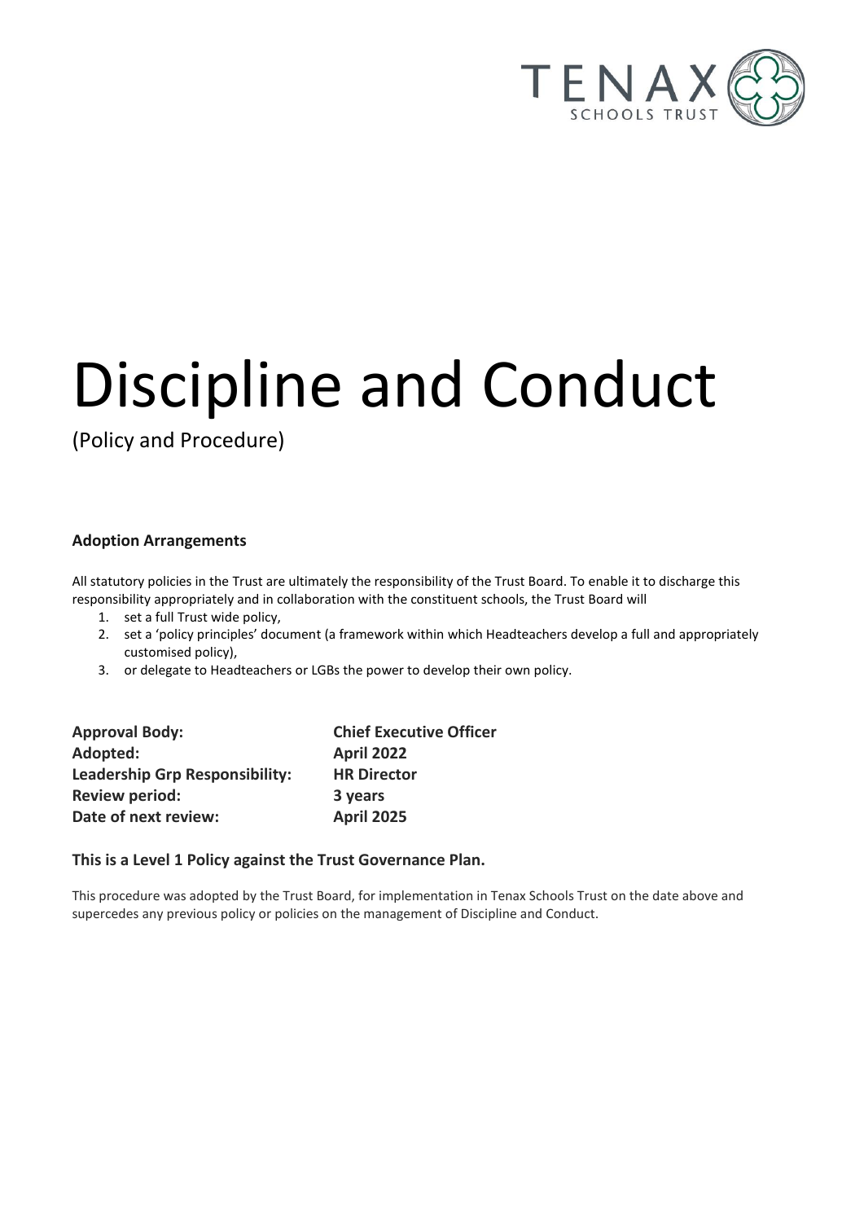TENAX
SCHOOLS TRUST

# Discipline and Conduct

(Policy and Procedure)

**Adoption Arrangements**

All statutory policies in the Trust are ultimately the responsibility of the Trust Board. To enable it to discharge this responsibility appropriately and in collaboration with the constituent schools, the Trust Board will

1. set a full Trust wide policy,
2. set a 'policy principles' document (a framework within which Headteachers develop a full and appropriately customised policy),
3. or delegate to Headteachers or LGBs the power to develop their own policy.

| | |
|---|---|
| **Approval Body:** | **Chief Executive Officer** |
| **Adopted:** | **April 2022** |
| **Leadership Grp Responsibility:** | **HR Director** |
| **Review period:** | **3 years** |
| **Date of next review:** | **April 2025** |

**This is a Level 1 Policy against the Trust Governance Plan.**

This procedure was adopted by the Trust Board, for implementation in Tenax Schools Trust on the date above and supercedes any previous policy or policies on the management of Discipline and Conduct.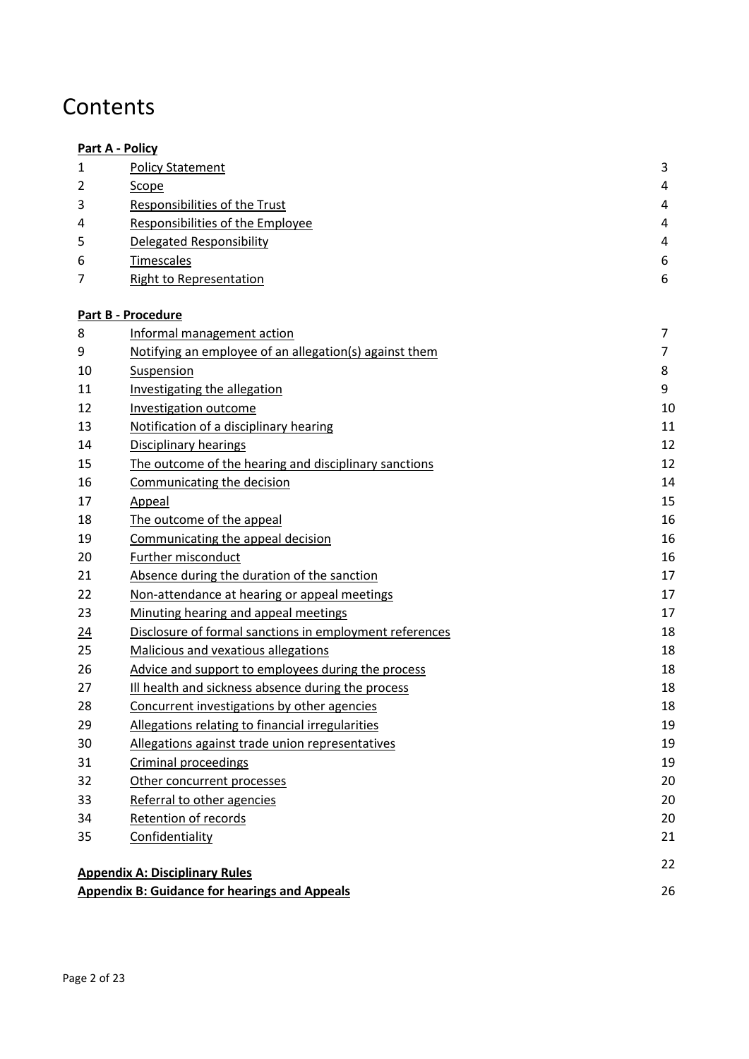# Contents

**Part A - Policy**

| | | |
|---|---|---|
| 1 | Policy Statement | 3 |
| 2 | Scope | 4 |
| 3 | Responsibilities of the Trust | 4 |
| 4 | Responsibilities of the Employee | 4 |
| 5 | Delegated Responsibility | 4 |
| 6 | Timescales | 6 |
| 7 | Right to Representation | 6 |

**Part B - Procedure**

| | | |
|---|---|---|
| 8 | Informal management action | 7 |
| 9 | Notifying an employee of an allegation(s) against them | 7 |
| 10 | Suspension | 8 |
| 11 | Investigating the allegation | 9 |
| 12 | Investigation outcome | 10 |
| 13 | Notification of a disciplinary hearing | 11 |
| 14 | Disciplinary hearings | 12 |
| 15 | The outcome of the hearing and disciplinary sanctions | 12 |
| 16 | Communicating the decision | 14 |
| 17 | Appeal | 15 |
| 18 | The outcome of the appeal | 16 |
| 19 | Communicating the appeal decision | 16 |
| 20 | Further misconduct | 16 |
| 21 | Absence during the duration of the sanction | 17 |
| 22 | Non-attendance at hearing or appeal meetings | 17 |
| 23 | Minuting hearing and appeal meetings | 17 |
| 24 | Disclosure of formal sanctions in employment references | 18 |
| 25 | Malicious and vexatious allegations | 18 |
| 26 | Advice and support to employees during the process | 18 |
| 27 | Ill health and sickness absence during the process | 18 |
| 28 | Concurrent investigations by other agencies | 18 |
| 29 | Allegations relating to financial irregularities | 19 |
| 30 | Allegations against trade union representatives | 19 |
| 31 | Criminal proceedings | 19 |
| 32 | Other concurrent processes | 20 |
| 33 | Referral to other agencies | 20 |
| 34 | Retention of records | 20 |
| 35 | Confidentiality | 21 |

| | |
|---|---|
| **Appendix A: Disciplinary Rules** | 22 |
| **Appendix B: Guidance for hearings and Appeals** | 26 |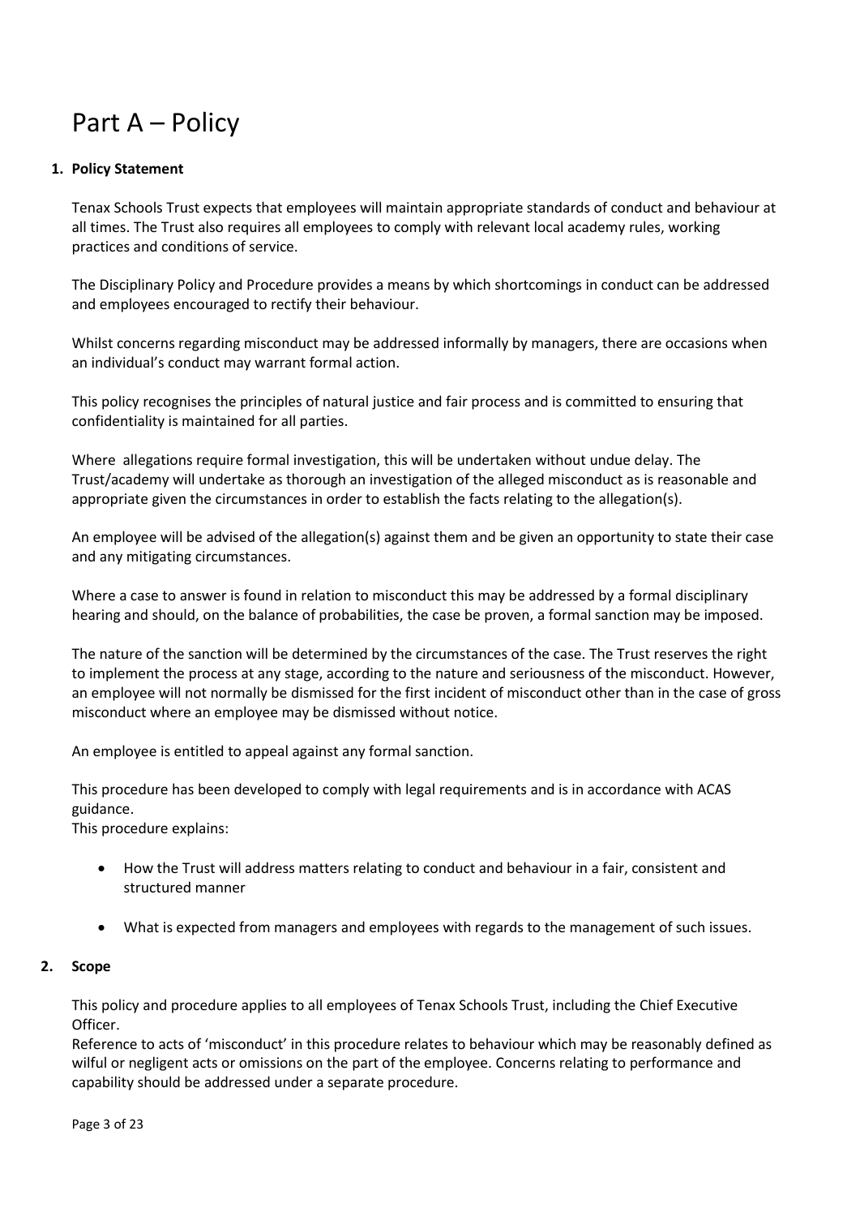# Part A – Policy

## 1. Policy Statement

Tenax Schools Trust expects that employees will maintain appropriate standards of conduct and behaviour at all times. The Trust also requires all employees to comply with relevant local academy rules, working practices and conditions of service.

The Disciplinary Policy and Procedure provides a means by which shortcomings in conduct can be addressed and employees encouraged to rectify their behaviour.

Whilst concerns regarding misconduct may be addressed informally by managers, there are occasions when an individual's conduct may warrant formal action.

This policy recognises the principles of natural justice and fair process and is committed to ensuring that confidentiality is maintained for all parties.

Where allegations require formal investigation, this will be undertaken without undue delay. The Trust/academy will undertake as thorough an investigation of the alleged misconduct as is reasonable and appropriate given the circumstances in order to establish the facts relating to the allegation(s).

An employee will be advised of the allegation(s) against them and be given an opportunity to state their case and any mitigating circumstances.

Where a case to answer is found in relation to misconduct this may be addressed by a formal disciplinary hearing and should, on the balance of probabilities, the case be proven, a formal sanction may be imposed.

The nature of the sanction will be determined by the circumstances of the case. The Trust reserves the right to implement the process at any stage, according to the nature and seriousness of the misconduct. However, an employee will not normally be dismissed for the first incident of misconduct other than in the case of gross misconduct where an employee may be dismissed without notice.

An employee is entitled to appeal against any formal sanction.

This procedure has been developed to comply with legal requirements and is in accordance with ACAS guidance.
This procedure explains:

- How the Trust will address matters relating to conduct and behaviour in a fair, consistent and structured manner
- What is expected from managers and employees with regards to the management of such issues.

## 2. Scope

This policy and procedure applies to all employees of Tenax Schools Trust, including the Chief Executive Officer.
Reference to acts of 'misconduct' in this procedure relates to behaviour which may be reasonably defined as wilful or negligent acts or omissions on the part of the employee. Concerns relating to performance and capability should be addressed under a separate procedure.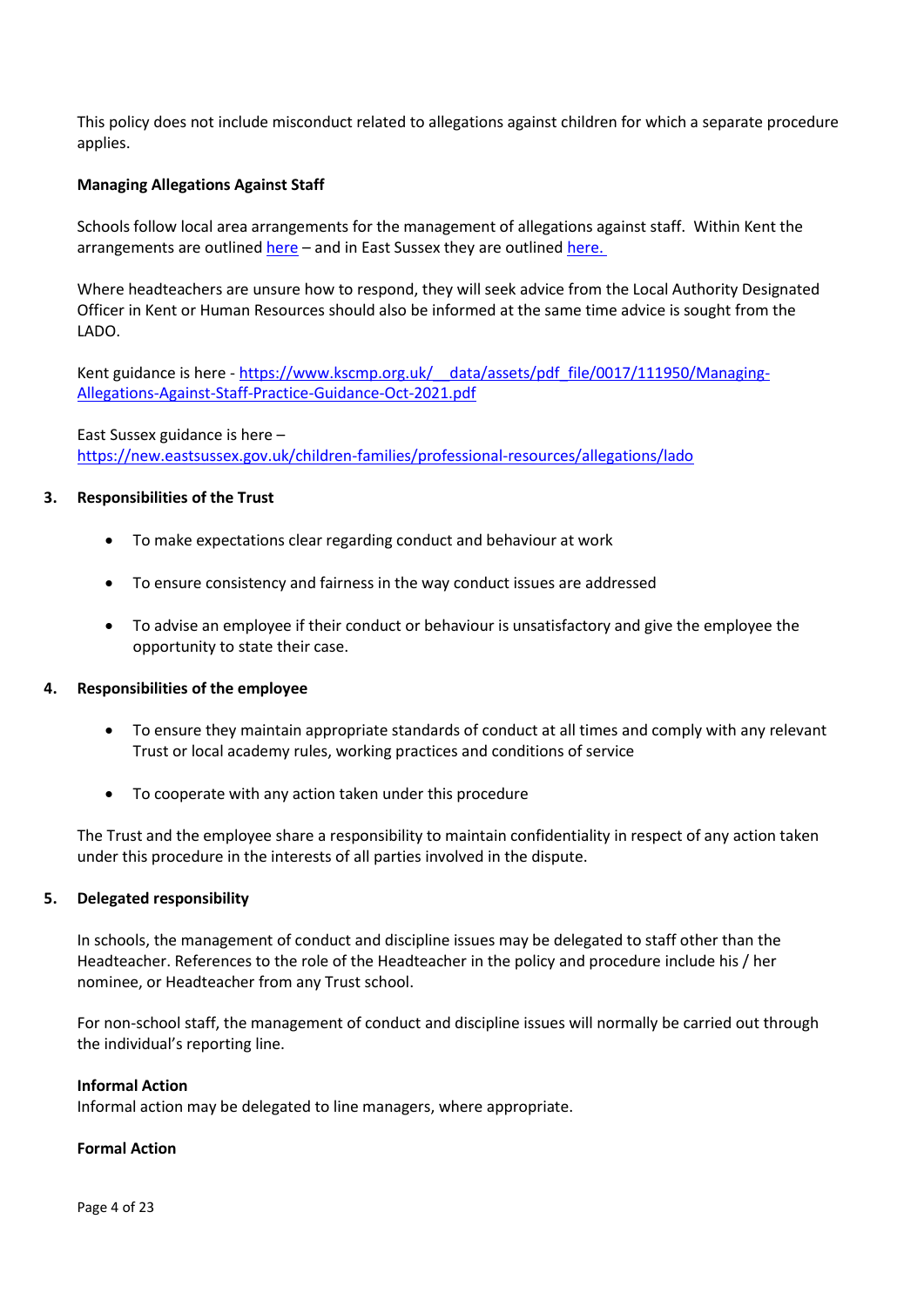This policy does not include misconduct related to allegations against children for which a separate procedure applies.

**Managing Allegations Against Staff**

Schools follow local area arrangements for the management of allegations against staff. Within Kent the arrangements are outlined [here](https://www.kscmp.org.uk/__data/assets/pdf_file/0017/111950/Managing-Allegations-Against-Staff-Practice-Guidance-Oct-2021.pdf) – and in East Sussex they are outlined [here.](https://new.eastsussex.gov.uk/children-families/professional-resources/allegations/lado)

Where headteachers are unsure how to respond, they will seek advice from the Local Authority Designated Officer in Kent or Human Resources should also be informed at the same time advice is sought from the LADO.

Kent guidance is here - https://www.kscmp.org.uk/__data/assets/pdf_file/0017/111950/Managing-Allegations-Against-Staff-Practice-Guidance-Oct-2021.pdf

East Sussex guidance is here – https://new.eastsussex.gov.uk/children-families/professional-resources/allegations/lado

## 3. Responsibilities of the Trust

- To make expectations clear regarding conduct and behaviour at work
- To ensure consistency and fairness in the way conduct issues are addressed
- To advise an employee if their conduct or behaviour is unsatisfactory and give the employee the opportunity to state their case.

## 4. Responsibilities of the employee

- To ensure they maintain appropriate standards of conduct at all times and comply with any relevant Trust or local academy rules, working practices and conditions of service
- To cooperate with any action taken under this procedure

The Trust and the employee share a responsibility to maintain confidentiality in respect of any action taken under this procedure in the interests of all parties involved in the dispute.

## 5. Delegated responsibility

In schools, the management of conduct and discipline issues may be delegated to staff other than the Headteacher. References to the role of the Headteacher in the policy and procedure include his / her nominee, or Headteacher from any Trust school.

For non-school staff, the management of conduct and discipline issues will normally be carried out through the individual's reporting line.

**Informal Action**

Informal action may be delegated to line managers, where appropriate.

**Formal Action**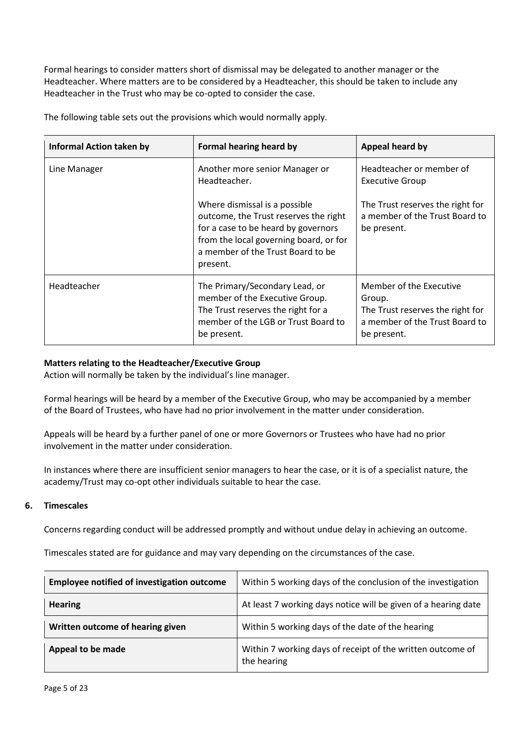Formal hearings to consider matters short of dismissal may be delegated to another manager or the Headteacher. Where matters are to be considered by a Headteacher, this should be taken to include any Headteacher in the Trust who may be co-opted to consider the case.

The following table sets out the provisions which would normally apply.

| Informal Action taken by | Formal hearing heard by | Appeal heard by |
|---|---|---|
| Line Manager | Another more senior Manager or Headteacher.<br><br>Where dismissal is a possible outcome, the Trust reserves the right for a case to be heard by governors from the local governing board, or for a member of the Trust Board to be present. | Headteacher or member of Executive Group<br><br>The Trust reserves the right for a member of the Trust Board to be present. |
| Headteacher | The Primary/Secondary Lead, or member of the Executive Group. The Trust reserves the right for a member of the LGB or Trust Board to be present. | Member of the Executive Group. The Trust reserves the right for a member of the Trust Board to be present. |

**Matters relating to the Headteacher/Executive Group**
Action will normally be taken by the individual's line manager.

Formal hearings will be heard by a member of the Executive Group, who may be accompanied by a member of the Board of Trustees, who have had no prior involvement in the matter under consideration.

Appeals will be heard by a further panel of one or more Governors or Trustees who have had no prior involvement in the matter under consideration.

In instances where there are insufficient senior managers to hear the case, or it is of a specialist nature, the academy/Trust may co-opt other individuals suitable to hear the case.

## 6. Timescales

Concerns regarding conduct will be addressed promptly and without undue delay in achieving an outcome.

Timescales stated are for guidance and may vary depending on the circumstances of the case.

| **Employee notified of investigation outcome** | Within 5 working days of the conclusion of the investigation |
|---|---|
| **Hearing** | At least 7 working days notice will be given of a hearing date |
| **Written outcome of hearing given** | Within 5 working days of the date of the hearing |
| **Appeal to be made** | Within 7 working days of receipt of the written outcome of the hearing |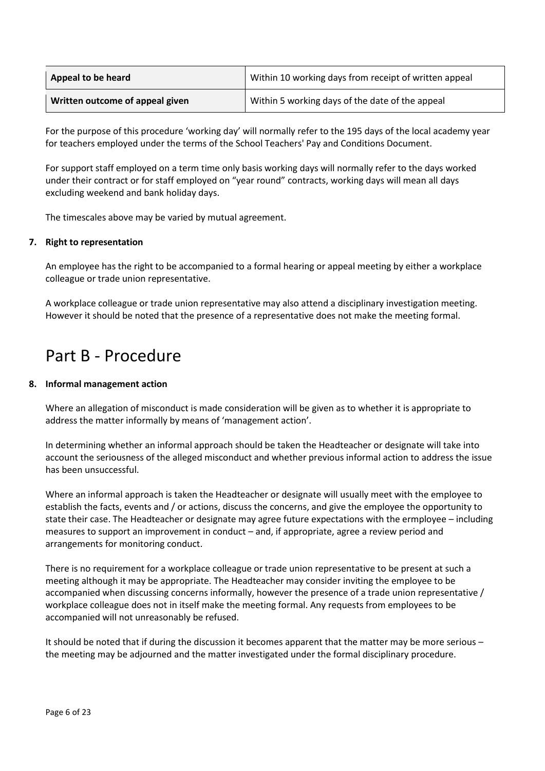| Appeal to be heard | Within 10 working days from receipt of written appeal |
| --- | --- |
| Written outcome of appeal given | Within 5 working days of the date of the appeal |

For the purpose of this procedure 'working day' will normally refer to the 195 days of the local academy year for teachers employed under the terms of the School Teachers' Pay and Conditions Document.

For support staff employed on a term time only basis working days will normally refer to the days worked under their contract or for staff employed on "year round" contracts, working days will mean all days excluding weekend and bank holiday days.

The timescales above may be varied by mutual agreement.

**7. Right to representation**

An employee has the right to be accompanied to a formal hearing or appeal meeting by either a workplace colleague or trade union representative.

A workplace colleague or trade union representative may also attend a disciplinary investigation meeting. However it should be noted that the presence of a representative does not make the meeting formal.

# Part B - Procedure

**8. Informal management action**

Where an allegation of misconduct is made consideration will be given as to whether it is appropriate to address the matter informally by means of 'management action'.

In determining whether an informal approach should be taken the Headteacher or designate will take into account the seriousness of the alleged misconduct and whether previous informal action to address the issue has been unsuccessful.

Where an informal approach is taken the Headteacher or designate will usually meet with the employee to establish the facts, events and / or actions, discuss the concerns, and give the employee the opportunity to state their case. The Headteacher or designate may agree future expectations with the ermployee – including measures to support an improvement in conduct – and, if appropriate, agree a review period and arrangements for monitoring conduct.

There is no requirement for a workplace colleague or trade union representative to be present at such a meeting although it may be appropriate. The Headteacher may consider inviting the employee to be accompanied when discussing concerns informally, however the presence of a trade union representative / workplace colleague does not in itself make the meeting formal. Any requests from employees to be accompanied will not unreasonably be refused.

It should be noted that if during the discussion it becomes apparent that the matter may be more serious – the meeting may be adjourned and the matter investigated under the formal disciplinary procedure.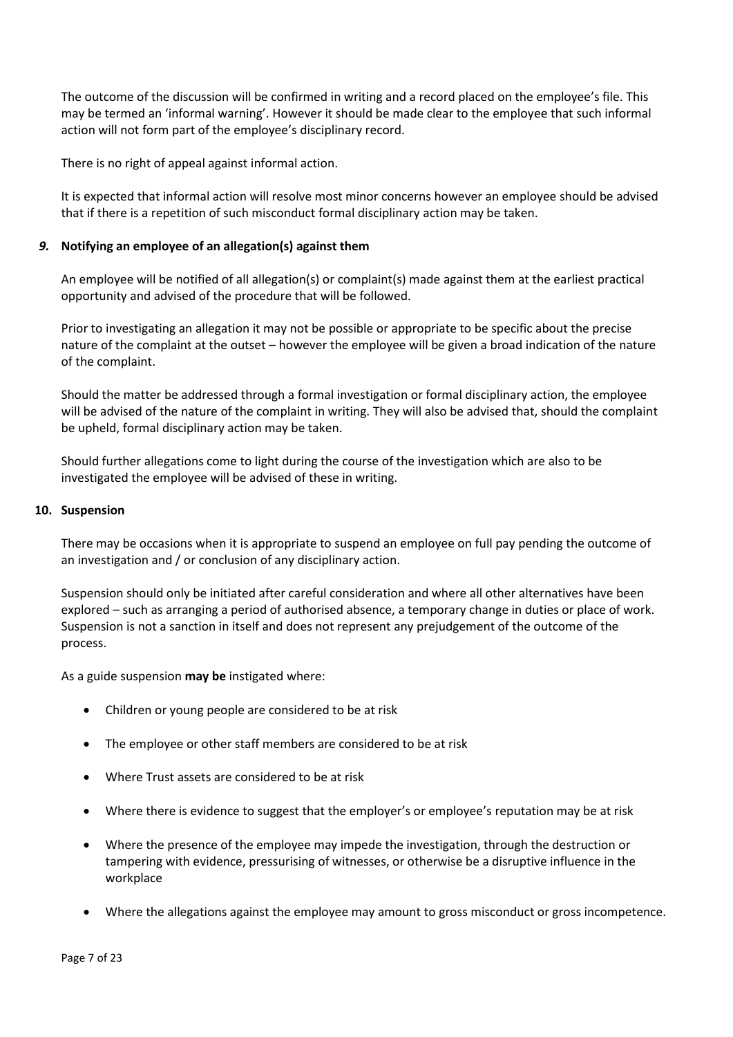The outcome of the discussion will be confirmed in writing and a record placed on the employee's file. This may be termed an 'informal warning'. However it should be made clear to the employee that such informal action will not form part of the employee's disciplinary record.

There is no right of appeal against informal action.

It is expected that informal action will resolve most minor concerns however an employee should be advised that if there is a repetition of such misconduct formal disciplinary action may be taken.

## *9.* Notifying an employee of an allegation(s) against them

An employee will be notified of all allegation(s) or complaint(s) made against them at the earliest practical opportunity and advised of the procedure that will be followed.

Prior to investigating an allegation it may not be possible or appropriate to be specific about the precise nature of the complaint at the outset – however the employee will be given a broad indication of the nature of the complaint.

Should the matter be addressed through a formal investigation or formal disciplinary action, the employee will be advised of the nature of the complaint in writing. They will also be advised that, should the complaint be upheld, formal disciplinary action may be taken.

Should further allegations come to light during the course of the investigation which are also to be investigated the employee will be advised of these in writing.

## 10. Suspension

There may be occasions when it is appropriate to suspend an employee on full pay pending the outcome of an investigation and / or conclusion of any disciplinary action.

Suspension should only be initiated after careful consideration and where all other alternatives have been explored – such as arranging a period of authorised absence, a temporary change in duties or place of work. Suspension is not a sanction in itself and does not represent any prejudgement of the outcome of the process.

As a guide suspension **may be** instigated where:

- Children or young people are considered to be at risk
- The employee or other staff members are considered to be at risk
- Where Trust assets are considered to be at risk
- Where there is evidence to suggest that the employer's or employee's reputation may be at risk
- Where the presence of the employee may impede the investigation, through the destruction or tampering with evidence, pressurising of witnesses, or otherwise be a disruptive influence in the workplace
- Where the allegations against the employee may amount to gross misconduct or gross incompetence.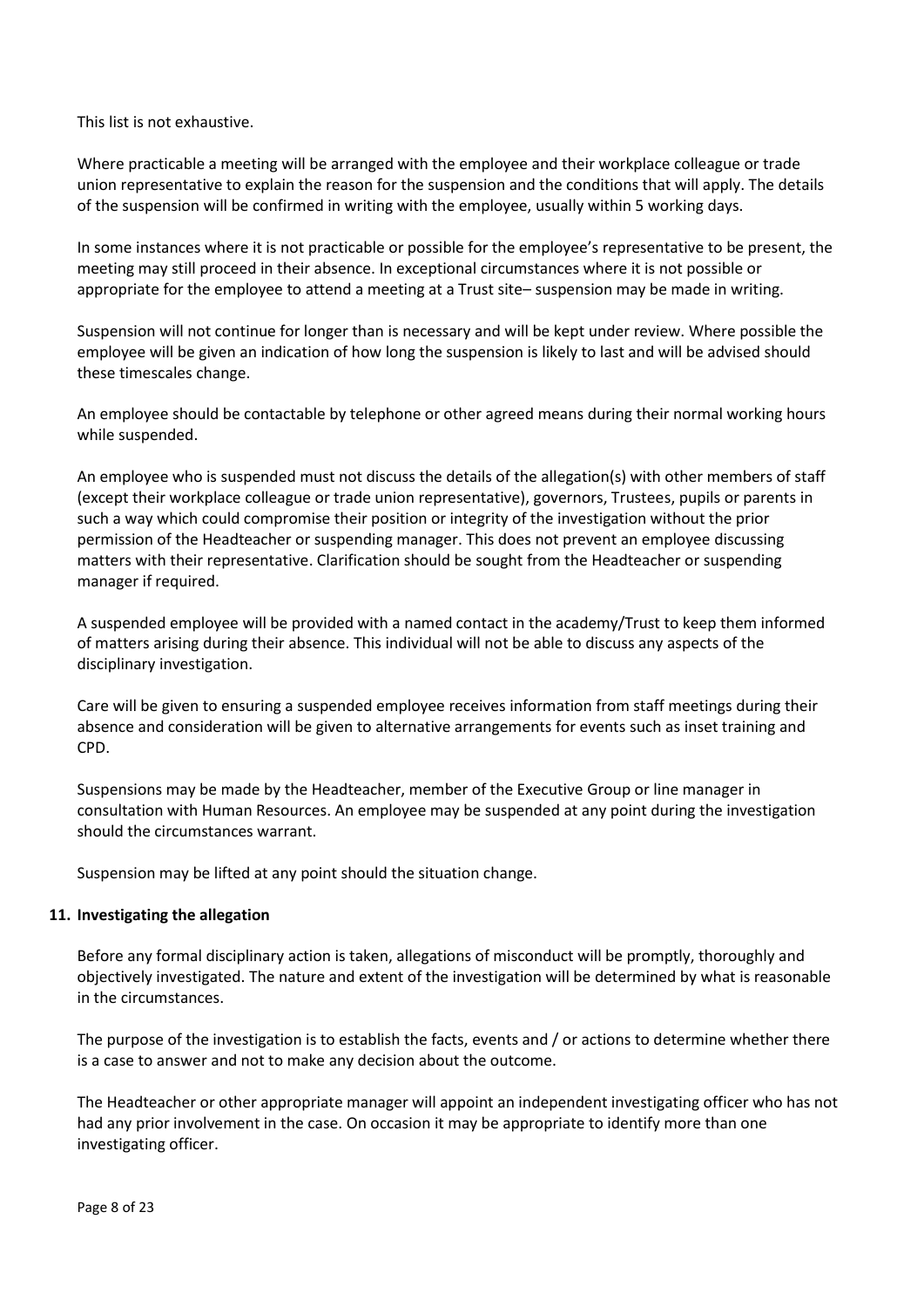This list is not exhaustive.

Where practicable a meeting will be arranged with the employee and their workplace colleague or trade union representative to explain the reason for the suspension and the conditions that will apply. The details of the suspension will be confirmed in writing with the employee, usually within 5 working days.

In some instances where it is not practicable or possible for the employee's representative to be present, the meeting may still proceed in their absence. In exceptional circumstances where it is not possible or appropriate for the employee to attend a meeting at a Trust site– suspension may be made in writing.

Suspension will not continue for longer than is necessary and will be kept under review. Where possible the employee will be given an indication of how long the suspension is likely to last and will be advised should these timescales change.

An employee should be contactable by telephone or other agreed means during their normal working hours while suspended.

An employee who is suspended must not discuss the details of the allegation(s) with other members of staff (except their workplace colleague or trade union representative), governors, Trustees, pupils or parents in such a way which could compromise their position or integrity of the investigation without the prior permission of the Headteacher or suspending manager. This does not prevent an employee discussing matters with their representative. Clarification should be sought from the Headteacher or suspending manager if required.

A suspended employee will be provided with a named contact in the academy/Trust to keep them informed of matters arising during their absence. This individual will not be able to discuss any aspects of the disciplinary investigation.

Care will be given to ensuring a suspended employee receives information from staff meetings during their absence and consideration will be given to alternative arrangements for events such as inset training and CPD.

Suspensions may be made by the Headteacher, member of the Executive Group or line manager in consultation with Human Resources. An employee may be suspended at any point during the investigation should the circumstances warrant.

Suspension may be lifted at any point should the situation change.

## 11. Investigating the allegation

Before any formal disciplinary action is taken, allegations of misconduct will be promptly, thoroughly and objectively investigated. The nature and extent of the investigation will be determined by what is reasonable in the circumstances.

The purpose of the investigation is to establish the facts, events and / or actions to determine whether there is a case to answer and not to make any decision about the outcome.

The Headteacher or other appropriate manager will appoint an independent investigating officer who has not had any prior involvement in the case. On occasion it may be appropriate to identify more than one investigating officer.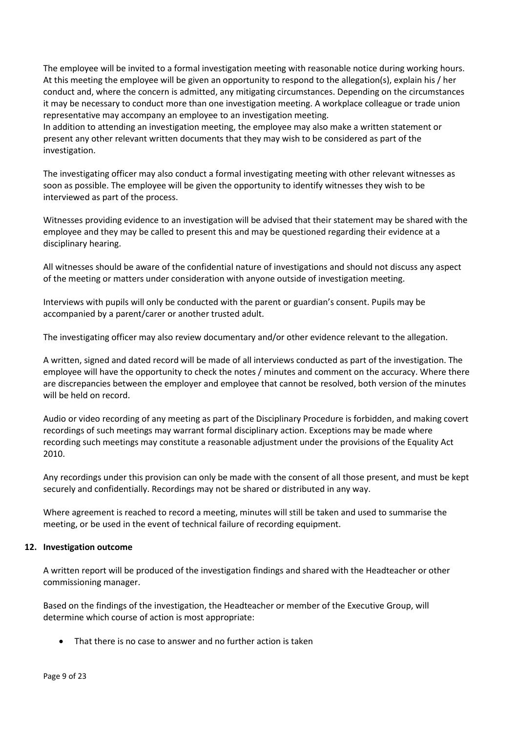The employee will be invited to a formal investigation meeting with reasonable notice during working hours. At this meeting the employee will be given an opportunity to respond to the allegation(s), explain his / her conduct and, where the concern is admitted, any mitigating circumstances. Depending on the circumstances it may be necessary to conduct more than one investigation meeting. A workplace colleague or trade union representative may accompany an employee to an investigation meeting.
In addition to attending an investigation meeting, the employee may also make a written statement or present any other relevant written documents that they may wish to be considered as part of the investigation.

The investigating officer may also conduct a formal investigating meeting with other relevant witnesses as soon as possible. The employee will be given the opportunity to identify witnesses they wish to be interviewed as part of the process.

Witnesses providing evidence to an investigation will be advised that their statement may be shared with the employee and they may be called to present this and may be questioned regarding their evidence at a disciplinary hearing.

All witnesses should be aware of the confidential nature of investigations and should not discuss any aspect of the meeting or matters under consideration with anyone outside of investigation meeting.

Interviews with pupils will only be conducted with the parent or guardian's consent. Pupils may be accompanied by a parent/carer or another trusted adult.

The investigating officer may also review documentary and/or other evidence relevant to the allegation.

A written, signed and dated record will be made of all interviews conducted as part of the investigation. The employee will have the opportunity to check the notes / minutes and comment on the accuracy. Where there are discrepancies between the employer and employee that cannot be resolved, both version of the minutes will be held on record.

Audio or video recording of any meeting as part of the Disciplinary Procedure is forbidden, and making covert recordings of such meetings may warrant formal disciplinary action. Exceptions may be made where recording such meetings may constitute a reasonable adjustment under the provisions of the Equality Act 2010.

Any recordings under this provision can only be made with the consent of all those present, and must be kept securely and confidentially. Recordings may not be shared or distributed in any way.

Where agreement is reached to record a meeting, minutes will still be taken and used to summarise the meeting, or be used in the event of technical failure of recording equipment.

## 12. Investigation outcome

A written report will be produced of the investigation findings and shared with the Headteacher or other commissioning manager.

Based on the findings of the investigation, the Headteacher or member of the Executive Group, will determine which course of action is most appropriate:

- That there is no case to answer and no further action is taken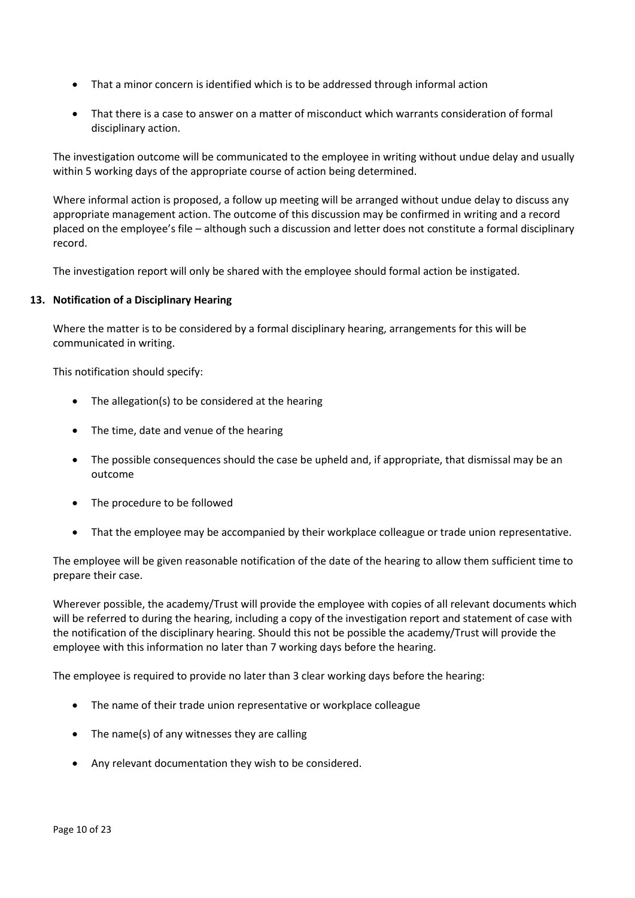- That a minor concern is identified which is to be addressed through informal action
- That there is a case to answer on a matter of misconduct which warrants consideration of formal disciplinary action.

The investigation outcome will be communicated to the employee in writing without undue delay and usually within 5 working days of the appropriate course of action being determined.

Where informal action is proposed, a follow up meeting will be arranged without undue delay to discuss any appropriate management action. The outcome of this discussion may be confirmed in writing and a record placed on the employee's file – although such a discussion and letter does not constitute a formal disciplinary record.

The investigation report will only be shared with the employee should formal action be instigated.

## 13. Notification of a Disciplinary Hearing

Where the matter is to be considered by a formal disciplinary hearing, arrangements for this will be communicated in writing.

This notification should specify:

- The allegation(s) to be considered at the hearing
- The time, date and venue of the hearing
- The possible consequences should the case be upheld and, if appropriate, that dismissal may be an outcome
- The procedure to be followed
- That the employee may be accompanied by their workplace colleague or trade union representative.

The employee will be given reasonable notification of the date of the hearing to allow them sufficient time to prepare their case.

Wherever possible, the academy/Trust will provide the employee with copies of all relevant documents which will be referred to during the hearing, including a copy of the investigation report and statement of case with the notification of the disciplinary hearing. Should this not be possible the academy/Trust will provide the employee with this information no later than 7 working days before the hearing.

The employee is required to provide no later than 3 clear working days before the hearing:

- The name of their trade union representative or workplace colleague
- The name(s) of any witnesses they are calling
- Any relevant documentation they wish to be considered.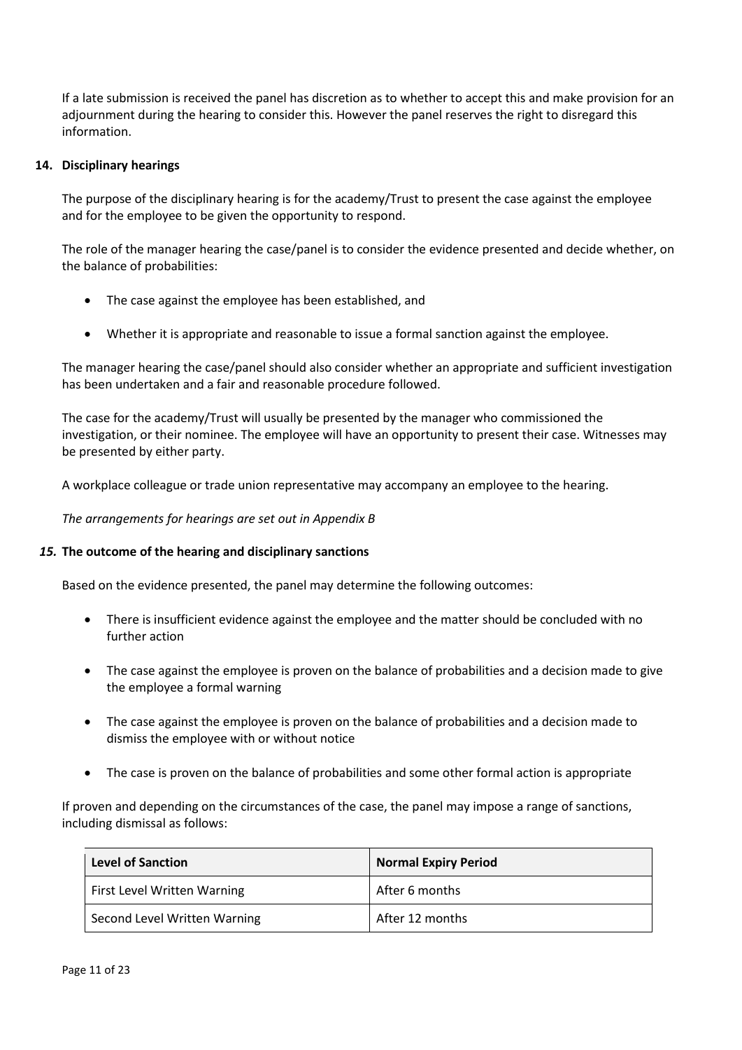If a late submission is received the panel has discretion as to whether to accept this and make provision for an adjournment during the hearing to consider this. However the panel reserves the right to disregard this information.

## 14. Disciplinary hearings

The purpose of the disciplinary hearing is for the academy/Trust to present the case against the employee and for the employee to be given the opportunity to respond.

The role of the manager hearing the case/panel is to consider the evidence presented and decide whether, on the balance of probabilities:

- The case against the employee has been established, and
- Whether it is appropriate and reasonable to issue a formal sanction against the employee.

The manager hearing the case/panel should also consider whether an appropriate and sufficient investigation has been undertaken and a fair and reasonable procedure followed.

The case for the academy/Trust will usually be presented by the manager who commissioned the investigation, or their nominee. The employee will have an opportunity to present their case. Witnesses may be presented by either party.

A workplace colleague or trade union representative may accompany an employee to the hearing.

*The arrangements for hearings are set out in Appendix B*

## *15.* The outcome of the hearing and disciplinary sanctions

Based on the evidence presented, the panel may determine the following outcomes:

- There is insufficient evidence against the employee and the matter should be concluded with no further action
- The case against the employee is proven on the balance of probabilities and a decision made to give the employee a formal warning
- The case against the employee is proven on the balance of probabilities and a decision made to dismiss the employee with or without notice
- The case is proven on the balance of probabilities and some other formal action is appropriate

If proven and depending on the circumstances of the case, the panel may impose a range of sanctions, including dismissal as follows:

| Level of Sanction | Normal Expiry Period |
|---|---|
| First Level Written Warning | After 6 months |
| Second Level Written Warning | After 12 months |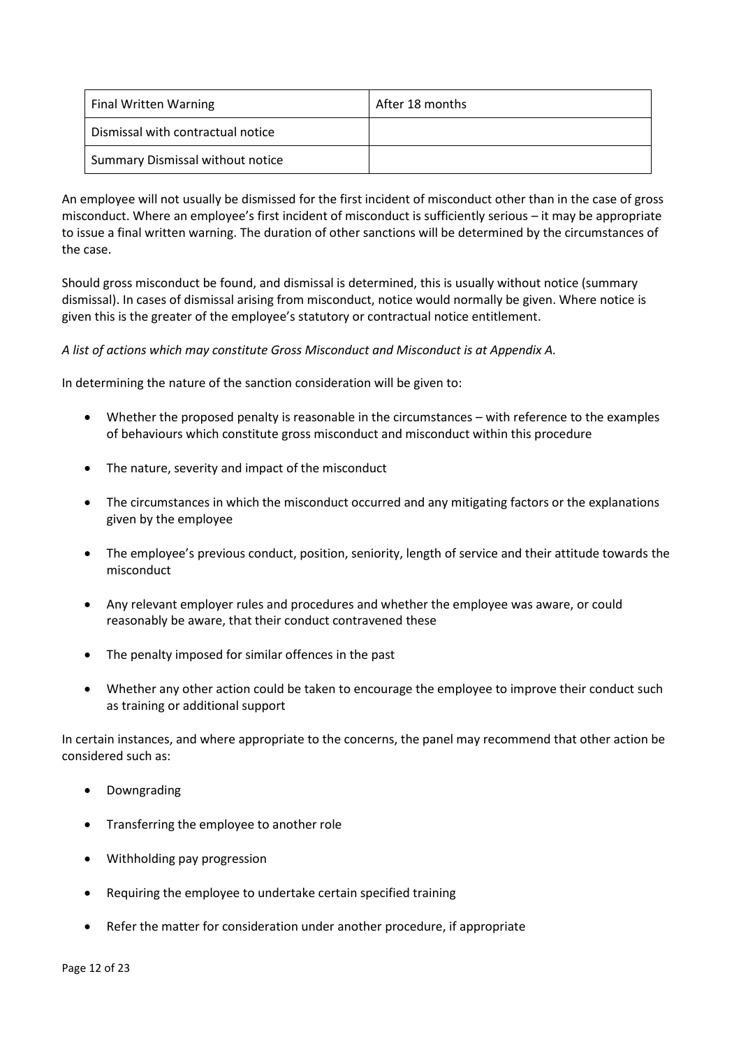| Final Written Warning | After 18 months |
| --- | --- |
| Dismissal with contractual notice | |
| Summary Dismissal without notice | |

An employee will not usually be dismissed for the first incident of misconduct other than in the case of gross misconduct. Where an employee's first incident of misconduct is sufficiently serious – it may be appropriate to issue a final written warning. The duration of other sanctions will be determined by the circumstances of the case.

Should gross misconduct be found, and dismissal is determined, this is usually without notice (summary dismissal). In cases of dismissal arising from misconduct, notice would normally be given. Where notice is given this is the greater of the employee's statutory or contractual notice entitlement.

*A list of actions which may constitute Gross Misconduct and Misconduct is at Appendix A.*

In determining the nature of the sanction consideration will be given to:

- Whether the proposed penalty is reasonable in the circumstances – with reference to the examples of behaviours which constitute gross misconduct and misconduct within this procedure
- The nature, severity and impact of the misconduct
- The circumstances in which the misconduct occurred and any mitigating factors or the explanations given by the employee
- The employee's previous conduct, position, seniority, length of service and their attitude towards the misconduct
- Any relevant employer rules and procedures and whether the employee was aware, or could reasonably be aware, that their conduct contravened these
- The penalty imposed for similar offences in the past
- Whether any other action could be taken to encourage the employee to improve their conduct such as training or additional support

In certain instances, and where appropriate to the concerns, the panel may recommend that other action be considered such as:

- Downgrading
- Transferring the employee to another role
- Withholding pay progression
- Requiring the employee to undertake certain specified training
- Refer the matter for consideration under another procedure, if appropriate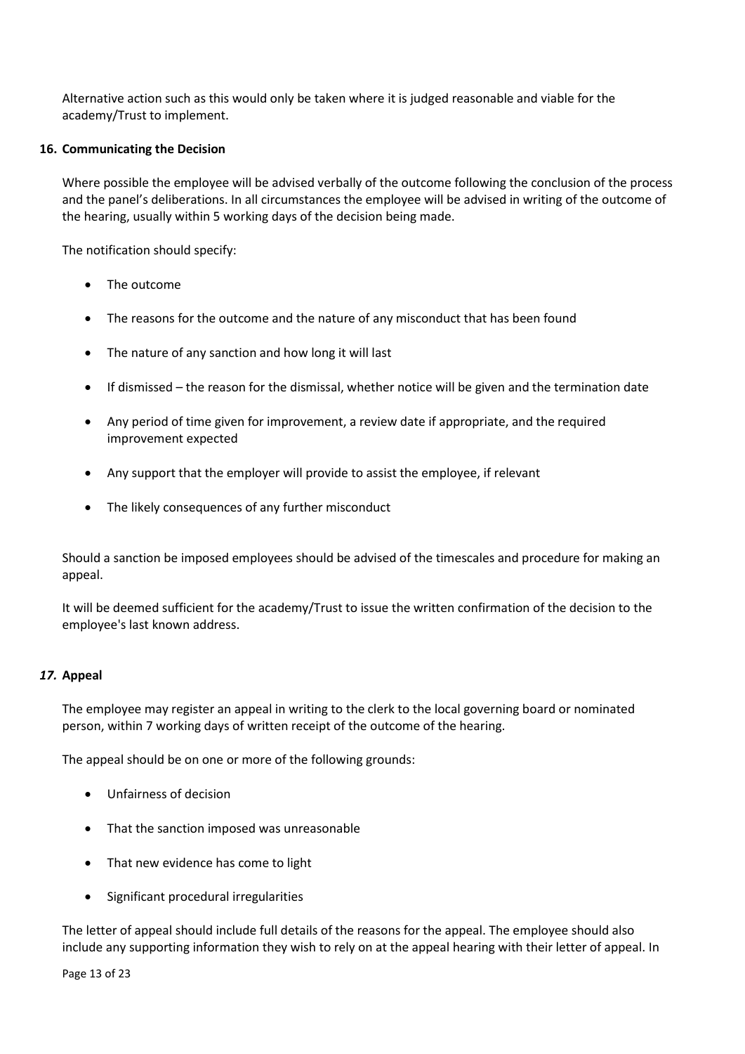Alternative action such as this would only be taken where it is judged reasonable and viable for the academy/Trust to implement.

## 16. Communicating the Decision

Where possible the employee will be advised verbally of the outcome following the conclusion of the process and the panel's deliberations. In all circumstances the employee will be advised in writing of the outcome of the hearing, usually within 5 working days of the decision being made.

The notification should specify:

- The outcome
- The reasons for the outcome and the nature of any misconduct that has been found
- The nature of any sanction and how long it will last
- If dismissed – the reason for the dismissal, whether notice will be given and the termination date
- Any period of time given for improvement, a review date if appropriate, and the required improvement expected
- Any support that the employer will provide to assist the employee, if relevant
- The likely consequences of any further misconduct

Should a sanction be imposed employees should be advised of the timescales and procedure for making an appeal.

It will be deemed sufficient for the academy/Trust to issue the written confirmation of the decision to the employee's last known address.

## *17.* Appeal

The employee may register an appeal in writing to the clerk to the local governing board or nominated person, within 7 working days of written receipt of the outcome of the hearing.

The appeal should be on one or more of the following grounds:

- Unfairness of decision
- That the sanction imposed was unreasonable
- That new evidence has come to light
- Significant procedural irregularities

The letter of appeal should include full details of the reasons for the appeal. The employee should also include any supporting information they wish to rely on at the appeal hearing with their letter of appeal. In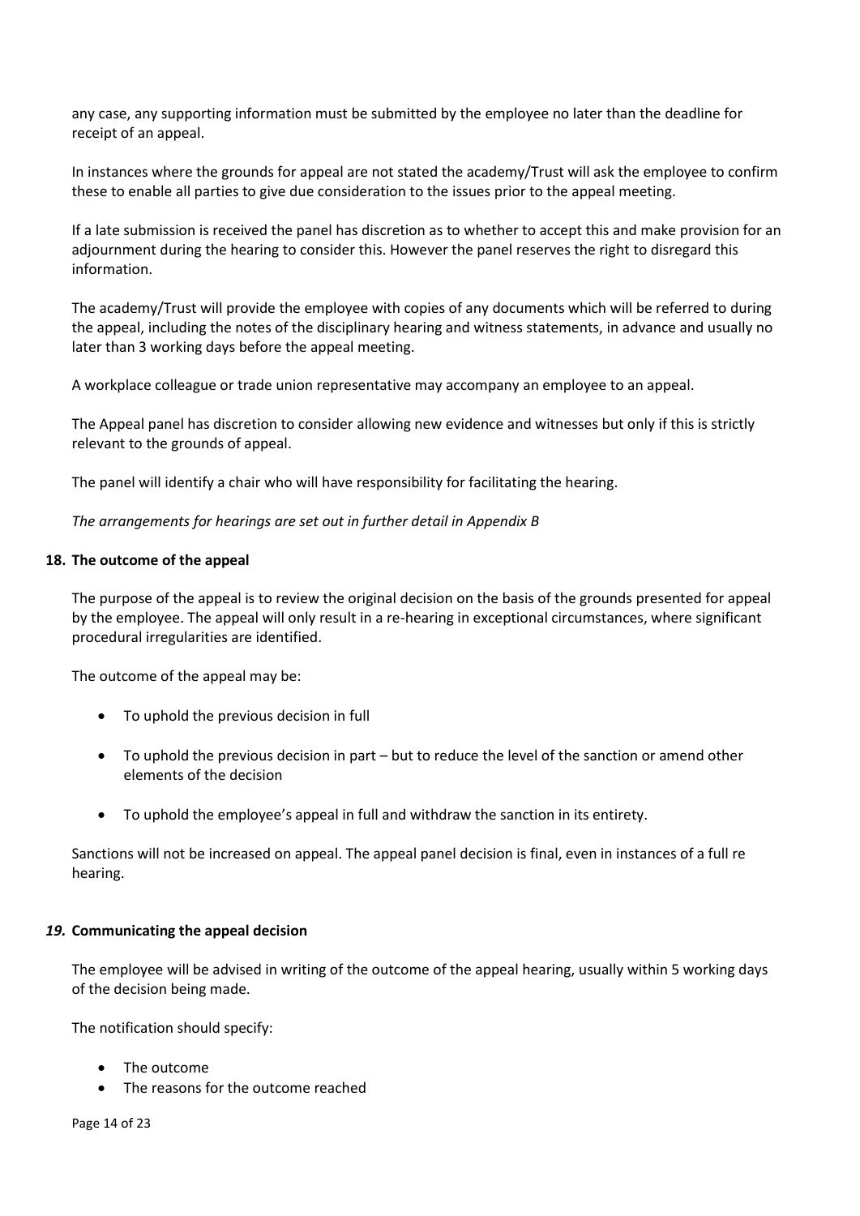any case, any supporting information must be submitted by the employee no later than the deadline for receipt of an appeal.

In instances where the grounds for appeal are not stated the academy/Trust will ask the employee to confirm these to enable all parties to give due consideration to the issues prior to the appeal meeting.

If a late submission is received the panel has discretion as to whether to accept this and make provision for an adjournment during the hearing to consider this. However the panel reserves the right to disregard this information.

The academy/Trust will provide the employee with copies of any documents which will be referred to during the appeal, including the notes of the disciplinary hearing and witness statements, in advance and usually no later than 3 working days before the appeal meeting.

A workplace colleague or trade union representative may accompany an employee to an appeal.

The Appeal panel has discretion to consider allowing new evidence and witnesses but only if this is strictly relevant to the grounds of appeal.

The panel will identify a chair who will have responsibility for facilitating the hearing.

*The arrangements for hearings are set out in further detail in Appendix B*

## 18. The outcome of the appeal

The purpose of the appeal is to review the original decision on the basis of the grounds presented for appeal by the employee. The appeal will only result in a re-hearing in exceptional circumstances, where significant procedural irregularities are identified.

The outcome of the appeal may be:

- To uphold the previous decision in full
- To uphold the previous decision in part – but to reduce the level of the sanction or amend other elements of the decision
- To uphold the employee's appeal in full and withdraw the sanction in its entirety.

Sanctions will not be increased on appeal. The appeal panel decision is final, even in instances of a full re hearing.

## *19.* Communicating the appeal decision

The employee will be advised in writing of the outcome of the appeal hearing, usually within 5 working days of the decision being made.

The notification should specify:

- The outcome
- The reasons for the outcome reached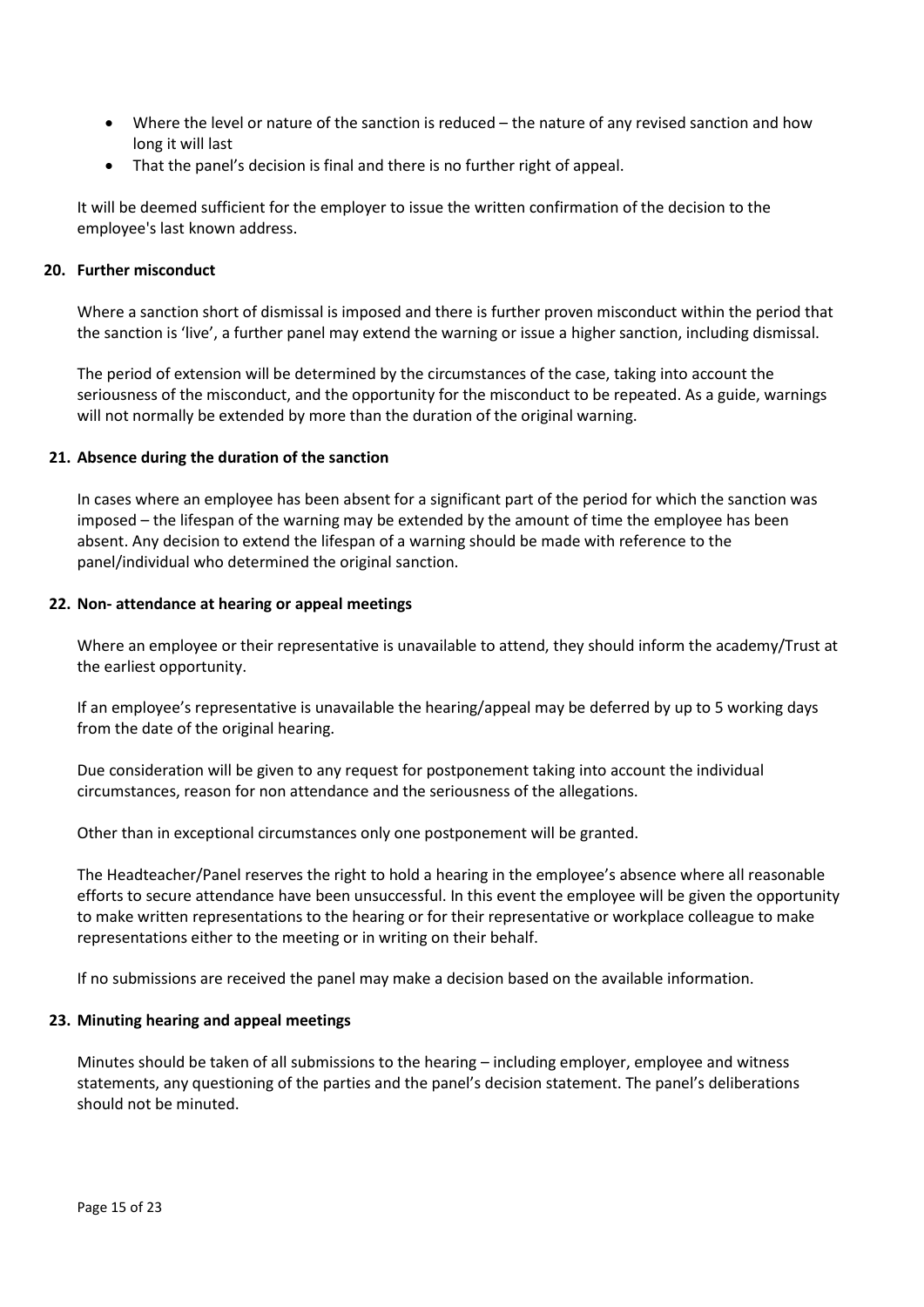- Where the level or nature of the sanction is reduced – the nature of any revised sanction and how long it will last
- That the panel's decision is final and there is no further right of appeal.

It will be deemed sufficient for the employer to issue the written confirmation of the decision to the employee's last known address.

## 20. Further misconduct

Where a sanction short of dismissal is imposed and there is further proven misconduct within the period that the sanction is 'live', a further panel may extend the warning or issue a higher sanction, including dismissal.

The period of extension will be determined by the circumstances of the case, taking into account the seriousness of the misconduct, and the opportunity for the misconduct to be repeated. As a guide, warnings will not normally be extended by more than the duration of the original warning.

## 21. Absence during the duration of the sanction

In cases where an employee has been absent for a significant part of the period for which the sanction was imposed – the lifespan of the warning may be extended by the amount of time the employee has been absent. Any decision to extend the lifespan of a warning should be made with reference to the panel/individual who determined the original sanction.

## 22. Non- attendance at hearing or appeal meetings

Where an employee or their representative is unavailable to attend, they should inform the academy/Trust at the earliest opportunity.

If an employee's representative is unavailable the hearing/appeal may be deferred by up to 5 working days from the date of the original hearing.

Due consideration will be given to any request for postponement taking into account the individual circumstances, reason for non attendance and the seriousness of the allegations.

Other than in exceptional circumstances only one postponement will be granted.

The Headteacher/Panel reserves the right to hold a hearing in the employee's absence where all reasonable efforts to secure attendance have been unsuccessful. In this event the employee will be given the opportunity to make written representations to the hearing or for their representative or workplace colleague to make representations either to the meeting or in writing on their behalf.

If no submissions are received the panel may make a decision based on the available information.

## 23. Minuting hearing and appeal meetings

Minutes should be taken of all submissions to the hearing – including employer, employee and witness statements, any questioning of the parties and the panel's decision statement. The panel's deliberations should not be minuted.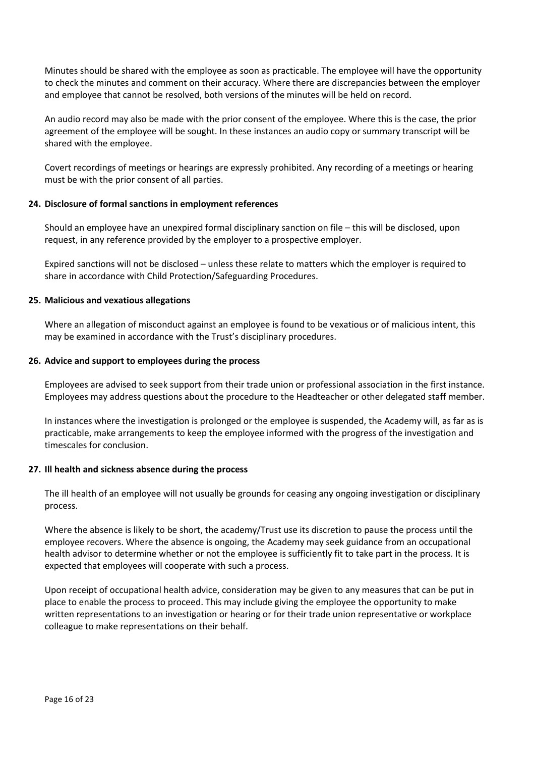Minutes should be shared with the employee as soon as practicable. The employee will have the opportunity to check the minutes and comment on their accuracy. Where there are discrepancies between the employer and employee that cannot be resolved, both versions of the minutes will be held on record.

An audio record may also be made with the prior consent of the employee. Where this is the case, the prior agreement of the employee will be sought. In these instances an audio copy or summary transcript will be shared with the employee.

Covert recordings of meetings or hearings are expressly prohibited. Any recording of a meetings or hearing must be with the prior consent of all parties.

## 24. Disclosure of formal sanctions in employment references

Should an employee have an unexpired formal disciplinary sanction on file – this will be disclosed, upon request, in any reference provided by the employer to a prospective employer.

Expired sanctions will not be disclosed – unless these relate to matters which the employer is required to share in accordance with Child Protection/Safeguarding Procedures.

## 25. Malicious and vexatious allegations

Where an allegation of misconduct against an employee is found to be vexatious or of malicious intent, this may be examined in accordance with the Trust's disciplinary procedures.

## 26. Advice and support to employees during the process

Employees are advised to seek support from their trade union or professional association in the first instance. Employees may address questions about the procedure to the Headteacher or other delegated staff member.

In instances where the investigation is prolonged or the employee is suspended, the Academy will, as far as is practicable, make arrangements to keep the employee informed with the progress of the investigation and timescales for conclusion.

## 27. Ill health and sickness absence during the process

The ill health of an employee will not usually be grounds for ceasing any ongoing investigation or disciplinary process.

Where the absence is likely to be short, the academy/Trust use its discretion to pause the process until the employee recovers. Where the absence is ongoing, the Academy may seek guidance from an occupational health advisor to determine whether or not the employee is sufficiently fit to take part in the process. It is expected that employees will cooperate with such a process.

Upon receipt of occupational health advice, consideration may be given to any measures that can be put in place to enable the process to proceed. This may include giving the employee the opportunity to make written representations to an investigation or hearing or for their trade union representative or workplace colleague to make representations on their behalf.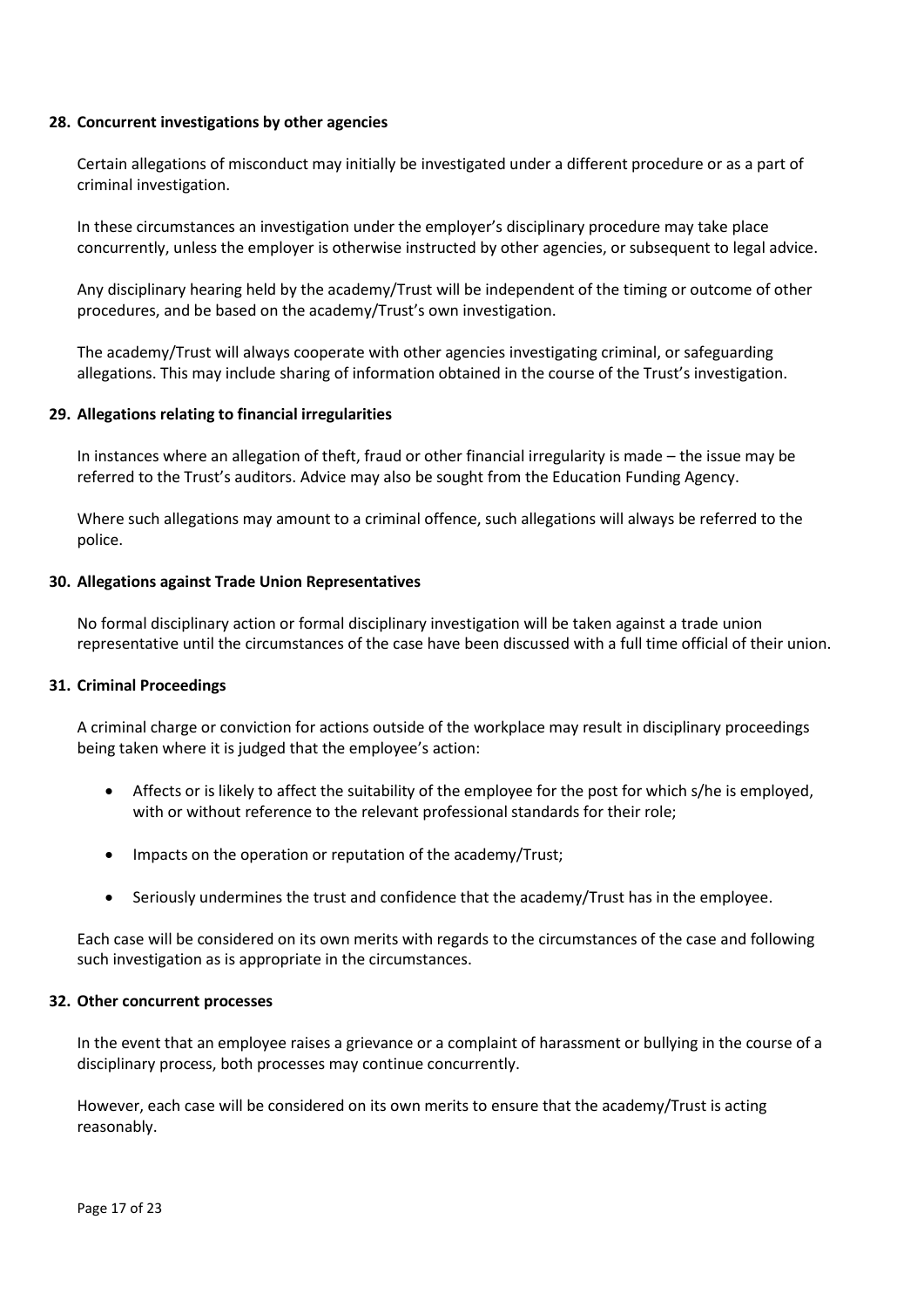**28. Concurrent investigations by other agencies**

Certain allegations of misconduct may initially be investigated under a different procedure or as a part of criminal investigation.

In these circumstances an investigation under the employer's disciplinary procedure may take place concurrently, unless the employer is otherwise instructed by other agencies, or subsequent to legal advice.

Any disciplinary hearing held by the academy/Trust will be independent of the timing or outcome of other procedures, and be based on the academy/Trust's own investigation.

The academy/Trust will always cooperate with other agencies investigating criminal, or safeguarding allegations. This may include sharing of information obtained in the course of the Trust's investigation.

**29. Allegations relating to financial irregularities**

In instances where an allegation of theft, fraud or other financial irregularity is made – the issue may be referred to the Trust's auditors. Advice may also be sought from the Education Funding Agency.

Where such allegations may amount to a criminal offence, such allegations will always be referred to the police.

**30. Allegations against Trade Union Representatives**

No formal disciplinary action or formal disciplinary investigation will be taken against a trade union representative until the circumstances of the case have been discussed with a full time official of their union.

**31. Criminal Proceedings**

A criminal charge or conviction for actions outside of the workplace may result in disciplinary proceedings being taken where it is judged that the employee's action:

- Affects or is likely to affect the suitability of the employee for the post for which s/he is employed, with or without reference to the relevant professional standards for their role;
- Impacts on the operation or reputation of the academy/Trust;
- Seriously undermines the trust and confidence that the academy/Trust has in the employee.

Each case will be considered on its own merits with regards to the circumstances of the case and following such investigation as is appropriate in the circumstances.

**32. Other concurrent processes**

In the event that an employee raises a grievance or a complaint of harassment or bullying in the course of a disciplinary process, both processes may continue concurrently.

However, each case will be considered on its own merits to ensure that the academy/Trust is acting reasonably.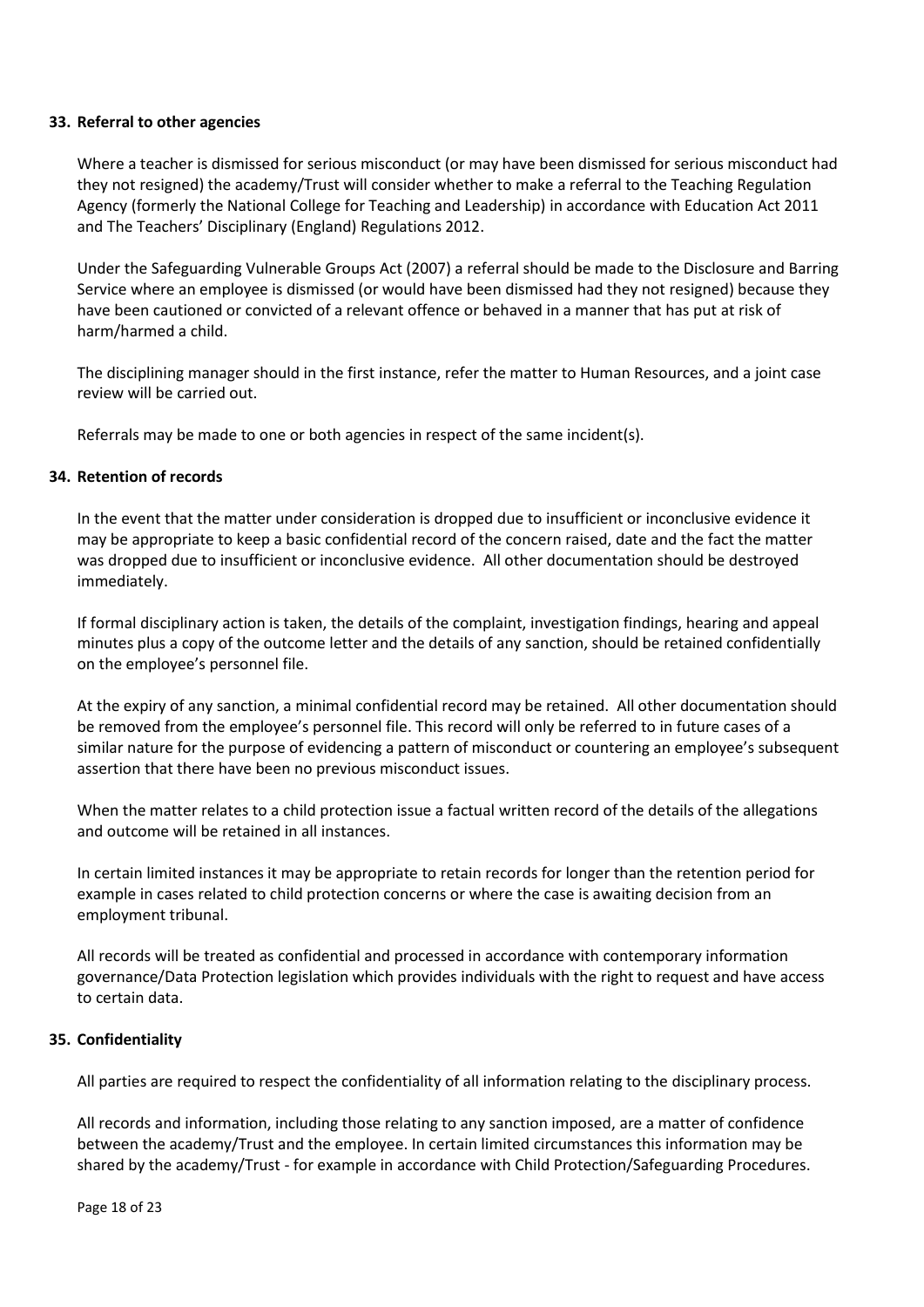## 33. Referral to other agencies

Where a teacher is dismissed for serious misconduct (or may have been dismissed for serious misconduct had they not resigned) the academy/Trust will consider whether to make a referral to the Teaching Regulation Agency (formerly the National College for Teaching and Leadership) in accordance with Education Act 2011 and The Teachers' Disciplinary (England) Regulations 2012.

Under the Safeguarding Vulnerable Groups Act (2007) a referral should be made to the Disclosure and Barring Service where an employee is dismissed (or would have been dismissed had they not resigned) because they have been cautioned or convicted of a relevant offence or behaved in a manner that has put at risk of harm/harmed a child.

The disciplining manager should in the first instance, refer the matter to Human Resources, and a joint case review will be carried out.

Referrals may be made to one or both agencies in respect of the same incident(s).

## 34. Retention of records

In the event that the matter under consideration is dropped due to insufficient or inconclusive evidence it may be appropriate to keep a basic confidential record of the concern raised, date and the fact the matter was dropped due to insufficient or inconclusive evidence. All other documentation should be destroyed immediately.

If formal disciplinary action is taken, the details of the complaint, investigation findings, hearing and appeal minutes plus a copy of the outcome letter and the details of any sanction, should be retained confidentially on the employee's personnel file.

At the expiry of any sanction, a minimal confidential record may be retained. All other documentation should be removed from the employee's personnel file. This record will only be referred to in future cases of a similar nature for the purpose of evidencing a pattern of misconduct or countering an employee's subsequent assertion that there have been no previous misconduct issues.

When the matter relates to a child protection issue a factual written record of the details of the allegations and outcome will be retained in all instances.

In certain limited instances it may be appropriate to retain records for longer than the retention period for example in cases related to child protection concerns or where the case is awaiting decision from an employment tribunal.

All records will be treated as confidential and processed in accordance with contemporary information governance/Data Protection legislation which provides individuals with the right to request and have access to certain data.

## 35. Confidentiality

All parties are required to respect the confidentiality of all information relating to the disciplinary process.

All records and information, including those relating to any sanction imposed, are a matter of confidence between the academy/Trust and the employee. In certain limited circumstances this information may be shared by the academy/Trust - for example in accordance with Child Protection/Safeguarding Procedures.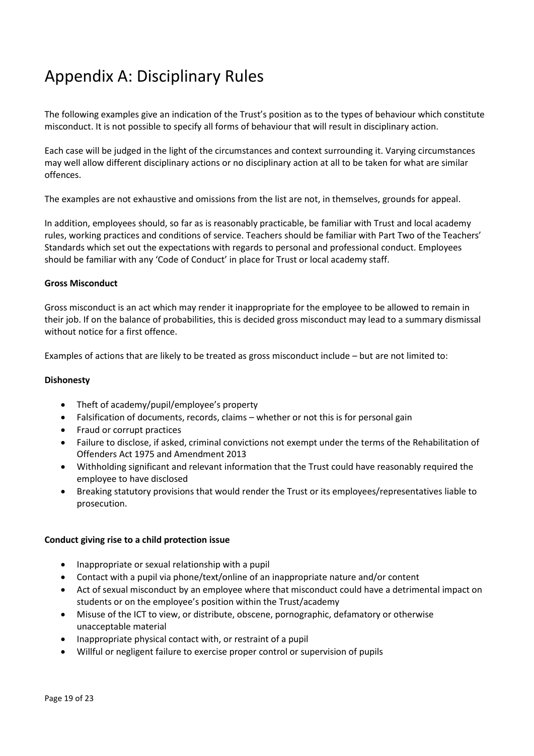# Appendix A: Disciplinary Rules

The following examples give an indication of the Trust's position as to the types of behaviour which constitute misconduct. It is not possible to specify all forms of behaviour that will result in disciplinary action.

Each case will be judged in the light of the circumstances and context surrounding it. Varying circumstances may well allow different disciplinary actions or no disciplinary action at all to be taken for what are similar offences.

The examples are not exhaustive and omissions from the list are not, in themselves, grounds for appeal.

In addition, employees should, so far as is reasonably practicable, be familiar with Trust and local academy rules, working practices and conditions of service. Teachers should be familiar with Part Two of the Teachers' Standards which set out the expectations with regards to personal and professional conduct. Employees should be familiar with any 'Code of Conduct' in place for Trust or local academy staff.

**Gross Misconduct**

Gross misconduct is an act which may render it inappropriate for the employee to be allowed to remain in their job. If on the balance of probabilities, this is decided gross misconduct may lead to a summary dismissal without notice for a first offence.

Examples of actions that are likely to be treated as gross misconduct include – but are not limited to:

**Dishonesty**

- Theft of academy/pupil/employee's property
- Falsification of documents, records, claims – whether or not this is for personal gain
- Fraud or corrupt practices
- Failure to disclose, if asked, criminal convictions not exempt under the terms of the Rehabilitation of Offenders Act 1975 and Amendment 2013
- Withholding significant and relevant information that the Trust could have reasonably required the employee to have disclosed
- Breaking statutory provisions that would render the Trust or its employees/representatives liable to prosecution.

**Conduct giving rise to a child protection issue**

- Inappropriate or sexual relationship with a pupil
- Contact with a pupil via phone/text/online of an inappropriate nature and/or content
- Act of sexual misconduct by an employee where that misconduct could have a detrimental impact on students or on the employee's position within the Trust/academy
- Misuse of the ICT to view, or distribute, obscene, pornographic, defamatory or otherwise unacceptable material
- Inappropriate physical contact with, or restraint of a pupil
- Willful or negligent failure to exercise proper control or supervision of pupils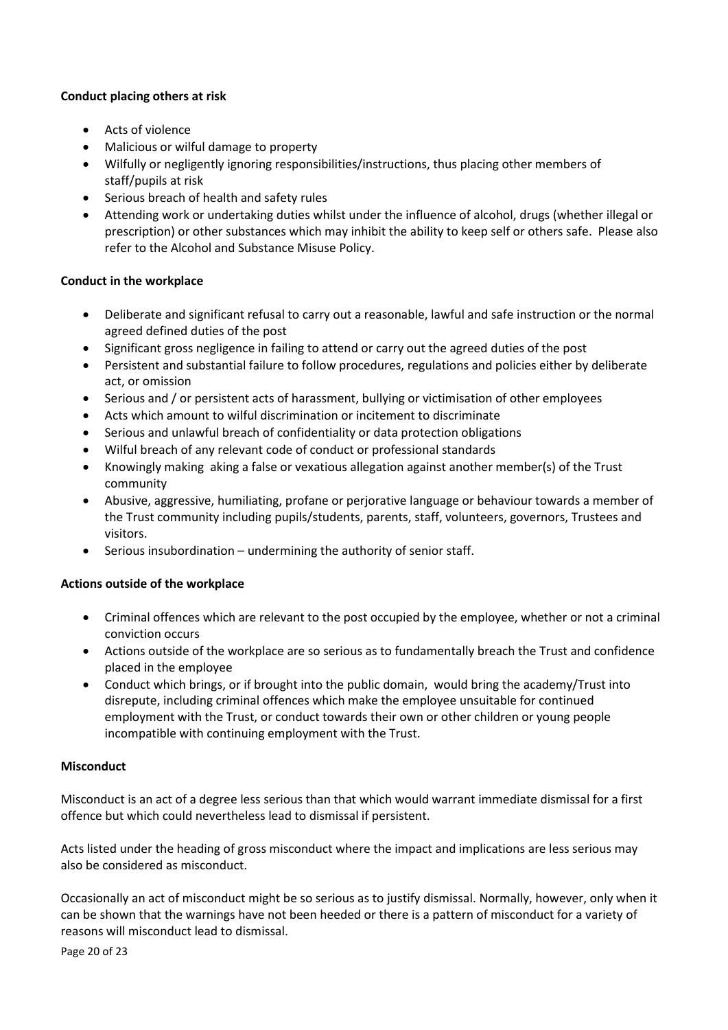**Conduct placing others at risk**

- Acts of violence
- Malicious or wilful damage to property
- Wilfully or negligently ignoring responsibilities/instructions, thus placing other members of staff/pupils at risk
- Serious breach of health and safety rules
- Attending work or undertaking duties whilst under the influence of alcohol, drugs (whether illegal or prescription) or other substances which may inhibit the ability to keep self or others safe. Please also refer to the Alcohol and Substance Misuse Policy.

**Conduct in the workplace**

- Deliberate and significant refusal to carry out a reasonable, lawful and safe instruction or the normal agreed defined duties of the post
- Significant gross negligence in failing to attend or carry out the agreed duties of the post
- Persistent and substantial failure to follow procedures, regulations and policies either by deliberate act, or omission
- Serious and / or persistent acts of harassment, bullying or victimisation of other employees
- Acts which amount to wilful discrimination or incitement to discriminate
- Serious and unlawful breach of confidentiality or data protection obligations
- Wilful breach of any relevant code of conduct or professional standards
- Knowingly making aking a false or vexatious allegation against another member(s) of the Trust community
- Abusive, aggressive, humiliating, profane or perjorative language or behaviour towards a member of the Trust community including pupils/students, parents, staff, volunteers, governors, Trustees and visitors.
- Serious insubordination – undermining the authority of senior staff.

**Actions outside of the workplace**

- Criminal offences which are relevant to the post occupied by the employee, whether or not a criminal conviction occurs
- Actions outside of the workplace are so serious as to fundamentally breach the Trust and confidence placed in the employee
- Conduct which brings, or if brought into the public domain, would bring the academy/Trust into disrepute, including criminal offences which make the employee unsuitable for continued employment with the Trust, or conduct towards their own or other children or young people incompatible with continuing employment with the Trust.

**Misconduct**

Misconduct is an act of a degree less serious than that which would warrant immediate dismissal for a first offence but which could nevertheless lead to dismissal if persistent.

Acts listed under the heading of gross misconduct where the impact and implications are less serious may also be considered as misconduct.

Occasionally an act of misconduct might be so serious as to justify dismissal. Normally, however, only when it can be shown that the warnings have not been heeded or there is a pattern of misconduct for a variety of reasons will misconduct lead to dismissal.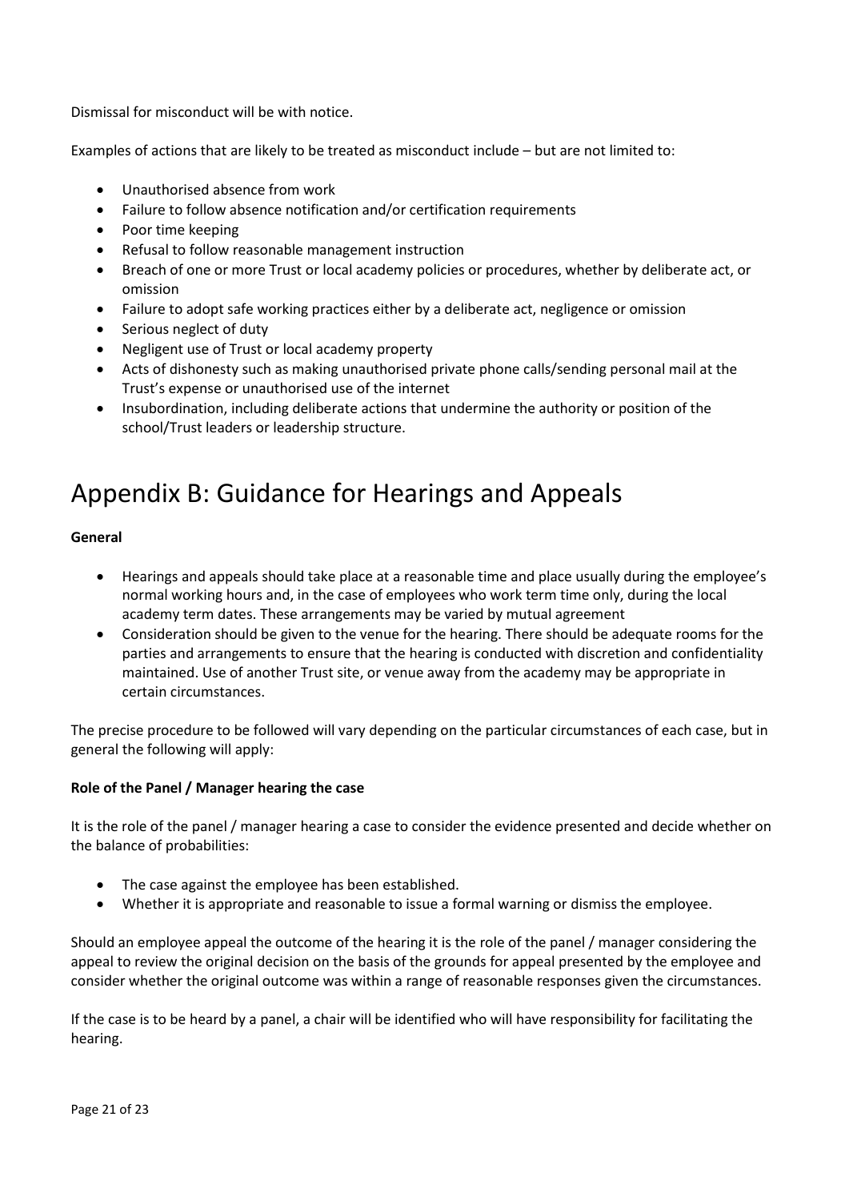Dismissal for misconduct will be with notice.

Examples of actions that are likely to be treated as misconduct include – but are not limited to:

- Unauthorised absence from work
- Failure to follow absence notification and/or certification requirements
- Poor time keeping
- Refusal to follow reasonable management instruction
- Breach of one or more Trust or local academy policies or procedures, whether by deliberate act, or omission
- Failure to adopt safe working practices either by a deliberate act, negligence or omission
- Serious neglect of duty
- Negligent use of Trust or local academy property
- Acts of dishonesty such as making unauthorised private phone calls/sending personal mail at the Trust's expense or unauthorised use of the internet
- Insubordination, including deliberate actions that undermine the authority or position of the school/Trust leaders or leadership structure.

# Appendix B: Guidance for Hearings and Appeals

**General**

- Hearings and appeals should take place at a reasonable time and place usually during the employee's normal working hours and, in the case of employees who work term time only, during the local academy term dates. These arrangements may be varied by mutual agreement
- Consideration should be given to the venue for the hearing. There should be adequate rooms for the parties and arrangements to ensure that the hearing is conducted with discretion and confidentiality maintained. Use of another Trust site, or venue away from the academy may be appropriate in certain circumstances.

The precise procedure to be followed will vary depending on the particular circumstances of each case, but in general the following will apply:

**Role of the Panel / Manager hearing the case**

It is the role of the panel / manager hearing a case to consider the evidence presented and decide whether on the balance of probabilities:

- The case against the employee has been established.
- Whether it is appropriate and reasonable to issue a formal warning or dismiss the employee.

Should an employee appeal the outcome of the hearing it is the role of the panel / manager considering the appeal to review the original decision on the basis of the grounds for appeal presented by the employee and consider whether the original outcome was within a range of reasonable responses given the circumstances.

If the case is to be heard by a panel, a chair will be identified who will have responsibility for facilitating the hearing.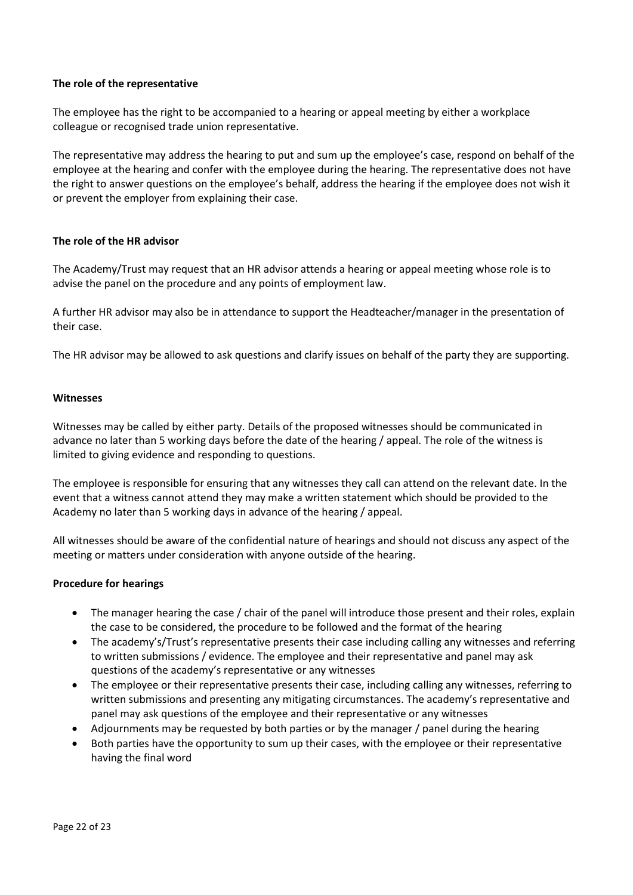**The role of the representative**

The employee has the right to be accompanied to a hearing or appeal meeting by either a workplace colleague or recognised trade union representative.

The representative may address the hearing to put and sum up the employee's case, respond on behalf of the employee at the hearing and confer with the employee during the hearing. The representative does not have the right to answer questions on the employee's behalf, address the hearing if the employee does not wish it or prevent the employer from explaining their case.

**The role of the HR advisor**

The Academy/Trust may request that an HR advisor attends a hearing or appeal meeting whose role is to advise the panel on the procedure and any points of employment law.

A further HR advisor may also be in attendance to support the Headteacher/manager in the presentation of their case.

The HR advisor may be allowed to ask questions and clarify issues on behalf of the party they are supporting.

**Witnesses**

Witnesses may be called by either party. Details of the proposed witnesses should be communicated in advance no later than 5 working days before the date of the hearing / appeal. The role of the witness is limited to giving evidence and responding to questions.

The employee is responsible for ensuring that any witnesses they call can attend on the relevant date. In the event that a witness cannot attend they may make a written statement which should be provided to the Academy no later than 5 working days in advance of the hearing / appeal.

All witnesses should be aware of the confidential nature of hearings and should not discuss any aspect of the meeting or matters under consideration with anyone outside of the hearing.

**Procedure for hearings**

- The manager hearing the case / chair of the panel will introduce those present and their roles, explain the case to be considered, the procedure to be followed and the format of the hearing
- The academy's/Trust's representative presents their case including calling any witnesses and referring to written submissions / evidence. The employee and their representative and panel may ask questions of the academy's representative or any witnesses
- The employee or their representative presents their case, including calling any witnesses, referring to written submissions and presenting any mitigating circumstances. The academy's representative and panel may ask questions of the employee and their representative or any witnesses
- Adjournments may be requested by both parties or by the manager / panel during the hearing
- Both parties have the opportunity to sum up their cases, with the employee or their representative having the final word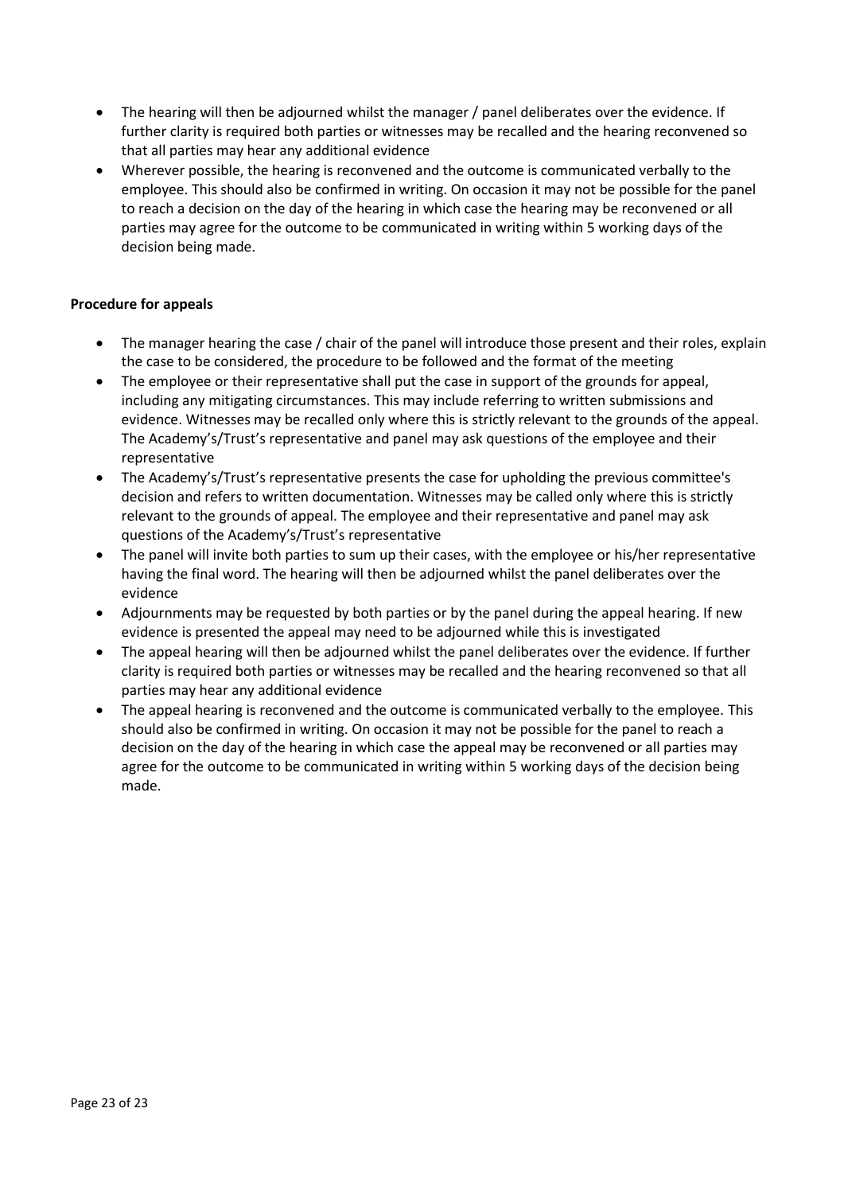- The hearing will then be adjourned whilst the manager / panel deliberates over the evidence. If further clarity is required both parties or witnesses may be recalled and the hearing reconvened so that all parties may hear any additional evidence
- Wherever possible, the hearing is reconvened and the outcome is communicated verbally to the employee. This should also be confirmed in writing. On occasion it may not be possible for the panel to reach a decision on the day of the hearing in which case the hearing may be reconvened or all parties may agree for the outcome to be communicated in writing within 5 working days of the decision being made.

**Procedure for appeals**

- The manager hearing the case / chair of the panel will introduce those present and their roles, explain the case to be considered, the procedure to be followed and the format of the meeting
- The employee or their representative shall put the case in support of the grounds for appeal, including any mitigating circumstances. This may include referring to written submissions and evidence. Witnesses may be recalled only where this is strictly relevant to the grounds of the appeal. The Academy's/Trust's representative and panel may ask questions of the employee and their representative
- The Academy's/Trust's representative presents the case for upholding the previous committee's decision and refers to written documentation. Witnesses may be called only where this is strictly relevant to the grounds of appeal. The employee and their representative and panel may ask questions of the Academy's/Trust's representative
- The panel will invite both parties to sum up their cases, with the employee or his/her representative having the final word. The hearing will then be adjourned whilst the panel deliberates over the evidence
- Adjournments may be requested by both parties or by the panel during the appeal hearing. If new evidence is presented the appeal may need to be adjourned while this is investigated
- The appeal hearing will then be adjourned whilst the panel deliberates over the evidence. If further clarity is required both parties or witnesses may be recalled and the hearing reconvened so that all parties may hear any additional evidence
- The appeal hearing is reconvened and the outcome is communicated verbally to the employee. This should also be confirmed in writing. On occasion it may not be possible for the panel to reach a decision on the day of the hearing in which case the appeal may be reconvened or all parties may agree for the outcome to be communicated in writing within 5 working days of the decision being made.